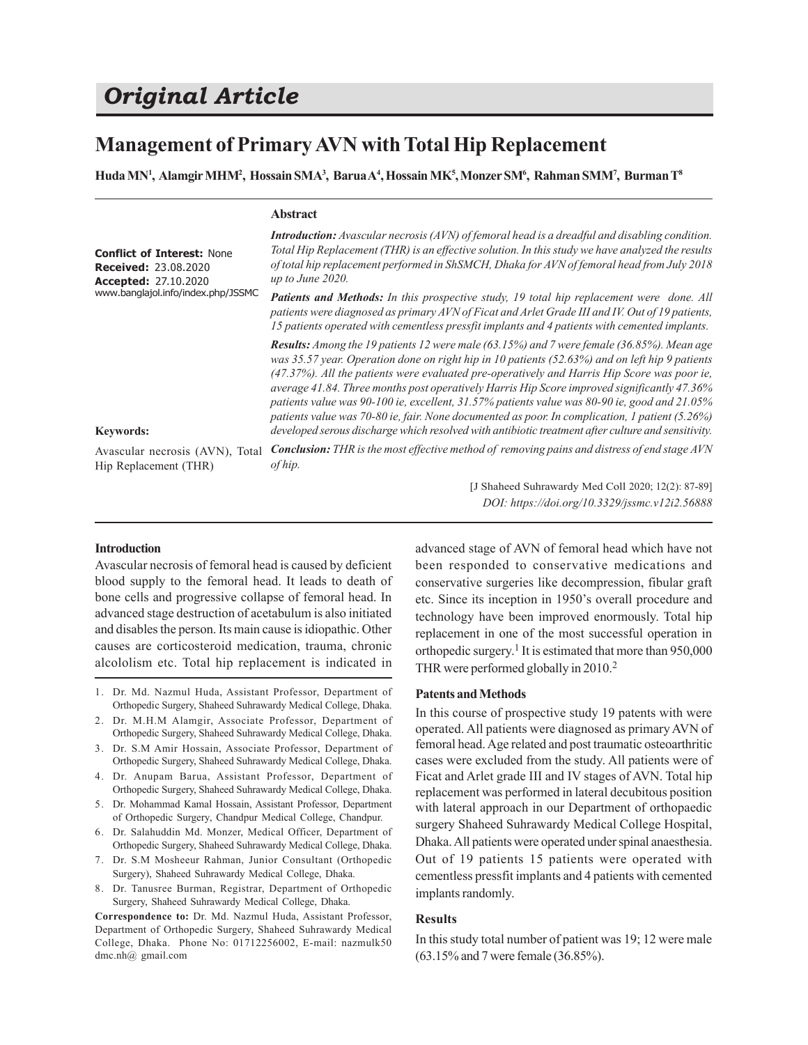# Original Article

## Management of Primary AVN with Total Hip Replacement

**Huda MN[1], Alamgir MHM[2], Hossain SMA[3], Barua A[4], Hossain MK[5], Monzer SM[6], Rahman SMM[7], Burman T[8]**

**Conflict of Interest:** None
**Received:** 23.08.2020
**Accepted:** 27.10.2020
www.banglajol.info/index.php/JSSMC

### Abstract

***Introduction:*** *Avascular necrosis (AVN) of femoral head is a dreadful and disabling condition. Total Hip Replacement (THR) is an effective solution. In this study we have analyzed the results of total hip replacement performed in ShSMCH, Dhaka for AVN of femoral head from July 2018 up to June 2020.*

***Patients and Methods:*** *In this prospective study, 19 total hip replacement were done. All patients were diagnosed as primary AVN of Ficat and Arlet Grade III and IV. Out of 19 patients, 15 patients operated with cementless pressfit implants and 4 patients with cemented implants.*

***Results:*** *Among the 19 patients 12 were male (63.15%) and 7 were female (36.85%). Mean age was 35.57 year. Operation done on right hip in 10 patients (52.63%) and on left hip 9 patients (47.37%). All the patients were evaluated pre-operatively and Harris Hip Score was poor ie, average 41.84. Three months post operatively Harris Hip Score improved significantly 47.36% patients value was 90-100 ie, excellent, 31.57% patients value was 80-90 ie, good and 21.05% patients value was 70-80 ie, fair. None documented as poor. In complication, 1 patient (5.26%) developed serous discharge which resolved with antibiotic treatment after culture and sensitivity.*

***Conclusion:*** *THR is the most effective method of removing pains and distress of end stage AVN of hip.*

**Keywords:**

Avascular necrosis (AVN), Total Hip Replacement (THR)

[J Shaheed Suhrawardy Med Coll 2020; 12(2): 87-89]
*DOI: https://doi.org/10.3329/jssmc.v12i2.56888*

### Introduction

Avascular necrosis of femoral head is caused by deficient blood supply to the femoral head. It leads to death of bone cells and progressive collapse of femoral head. In advanced stage destruction of acetabulum is also initiated and disables the person. Its main cause is idiopathic. Other causes are corticosteroid medication, trauma, chronic alcololism etc. Total hip replacement is indicated in advanced stage of AVN of femoral head which have not been responded to conservative medications and conservative surgeries like decompression, fibular graft etc. Since its inception in 1950's overall procedure and technology have been improved enormously. Total hip replacement in one of the most successful operation in orthopedic surgery.[1] It is estimated that more than 950,000 THR were performed globally in 2010.[2]

### Patents and Methods

In this course of prospective study 19 patents with were operated. All patients were diagnosed as primary AVN of femoral head. Age related and post traumatic osteoarthritic cases were excluded from the study. All patients were of Ficat and Arlet grade III and IV stages of AVN. Total hip replacement was performed in lateral decubitous position with lateral approach in our Department of orthopaedic surgery Shaheed Suhrawardy Medical College Hospital, Dhaka. All patients were operated under spinal anaesthesia. Out of 19 patients 15 patients were operated with cementless pressfit implants and 4 patients with cemented implants randomly.

### Results

In this study total number of patient was 19; 12 were male (63.15% and 7 were female (36.85%).

---

1. Dr. Md. Nazmul Huda, Assistant Professor, Department of Orthopedic Surgery, Shaheed Suhrawardy Medical College, Dhaka.
2. Dr. M.H.M Alamgir, Associate Professor, Department of Orthopedic Surgery, Shaheed Suhrawardy Medical College, Dhaka.
3. Dr. S.M Amir Hossain, Associate Professor, Department of Orthopedic Surgery, Shaheed Suhrawardy Medical College, Dhaka.
4. Dr. Anupam Barua, Assistant Professor, Department of Orthopedic Surgery, Shaheed Suhrawardy Medical College, Dhaka.
5. Dr. Mohammad Kamal Hossain, Assistant Professor, Department of Orthopedic Surgery, Chandpur Medical College, Chandpur.
6. Dr. Salahuddin Md. Monzer, Medical Officer, Department of Orthopedic Surgery, Shaheed Suhrawardy Medical College, Dhaka.
7. Dr. S.M Mosheeur Rahman, Junior Consultant (Orthopedic Surgery), Shaheed Suhrawardy Medical College, Dhaka.
8. Dr. Tanusree Burman, Registrar, Department of Orthopedic Surgery, Shaheed Suhrawardy Medical College, Dhaka.

**Correspondence to:** Dr. Md. Nazmul Huda, Assistant Professor, Department of Orthopedic Surgery, Shaheed Suhrawardy Medical College, Dhaka. Phone No: 01712256002, E-mail: nazmulk50 dmc.nh@ gmail.com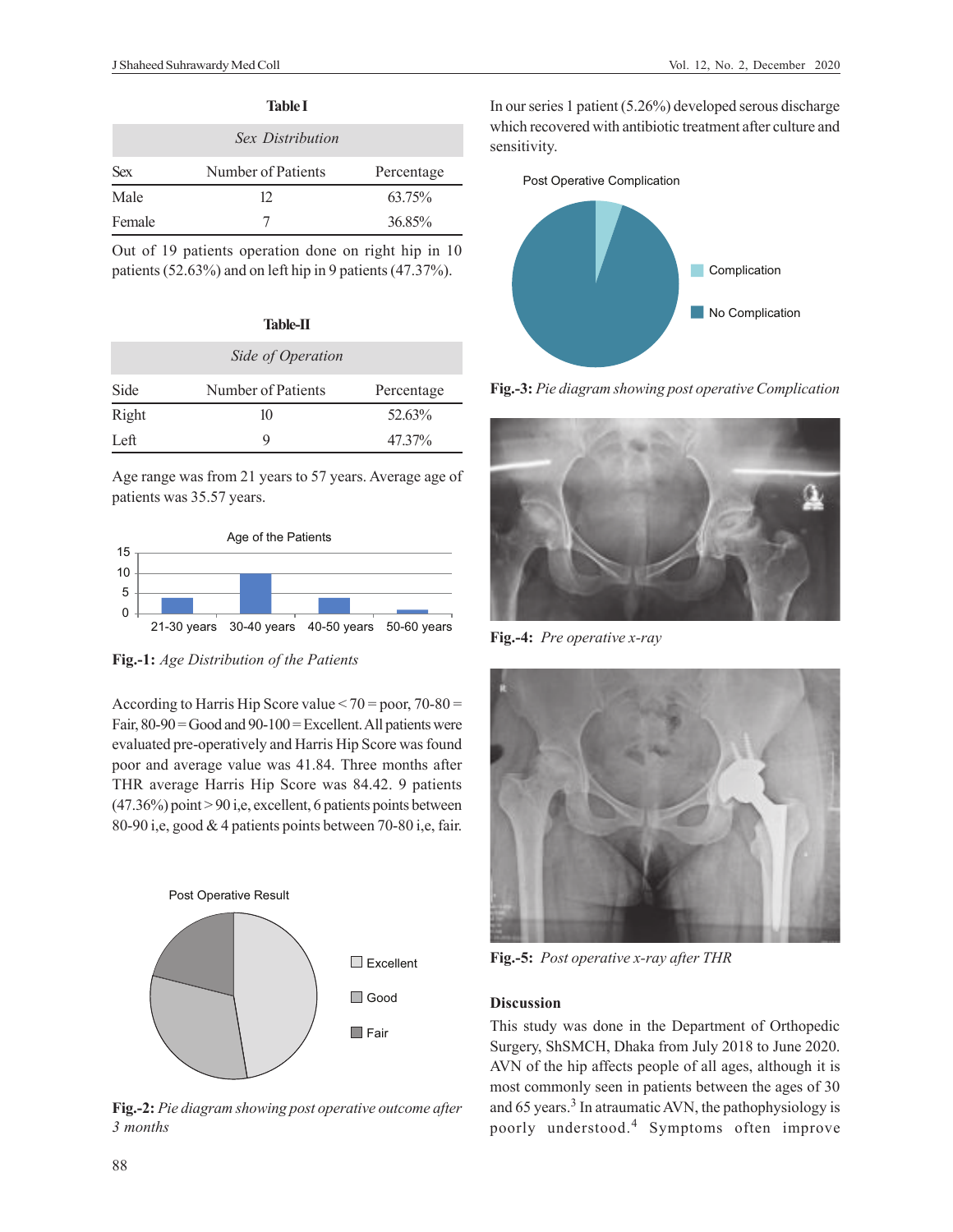**Table I**

*Sex Distribution*

| Sex | Number of Patients | Percentage |
|---|---|---|
| Male | 12 | 63.75% |
| Female | 7 | 36.85% |

Out of 19 patients operation done on right hip in 10 patients (52.63%) and on left hip in 9 patients (47.37%).

**Table-II**

*Side of Operation*

| Side | Number of Patients | Percentage |
|---|---|---|
| Right | 10 | 52.63% |
| Left | 9 | 47.37% |

Age range was from 21 years to 57 years. Average age of patients was 35.57 years.

**Fig.-1:** *Age Distribution of the Patients*

According to Harris Hip Score value < 70 = poor, 70-80 = Fair, 80-90 = Good and 90-100 = Excellent. All patients were evaluated pre-operatively and Harris Hip Score was found poor and average value was 41.84. Three months after THR average Harris Hip Score was 84.42. 9 patients (47.36%) point > 90 i,e, excellent, 6 patients points between 80-90 i,e, good & 4 patients points between 70-80 i,e, fair.

**Fig.-2:** *Pie diagram showing post operative outcome after 3 months*

In our series 1 patient (5.26%) developed serous discharge which recovered with antibiotic treatment after culture and sensitivity.

**Fig.-3:** *Pie diagram showing post operative Complication*

**Fig.-4:** *Pre operative x-ray*

**Fig.-5:** *Post operative x-ray after THR*

## Discussion

This study was done in the Department of Orthopedic Surgery, ShSMCH, Dhaka from July 2018 to June 2020. AVN of the hip affects people of all ages, although it is most commonly seen in patients between the ages of 30 and 65 years.[3] In atraumatic AVN, the pathophysiology is poorly understood.[4] Symptoms often improve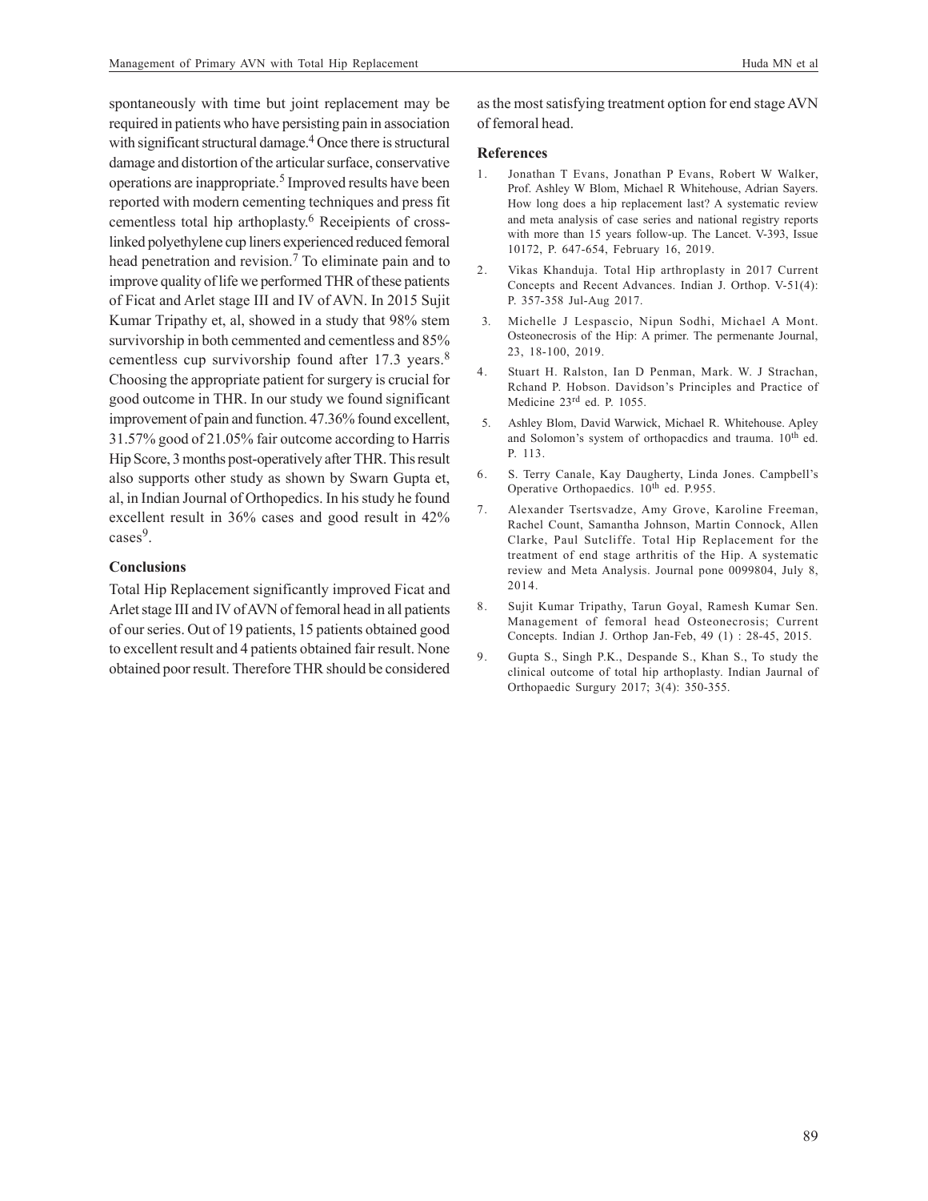spontaneously with time but joint replacement may be required in patients who have persisting pain in association with significant structural damage.[4] Once there is structural damage and distortion of the articular surface, conservative operations are inappropriate.[5] Improved results have been reported with modern cementing techniques and press fit cementless total hip arthoplasty.[6] Receipients of cross-linked polyethylene cup liners experienced reduced femoral head penetration and revision.[7] To eliminate pain and to improve quality of life we performed THR of these patients of Ficat and Arlet stage III and IV of AVN. In 2015 Sujit Kumar Tripathy et, al, showed in a study that 98% stem survivorship in both cemmented and cementless and 85% cementless cup survivorship found after 17.3 years.[8] Choosing the appropriate patient for surgery is crucial for good outcome in THR. In our study we found significant improvement of pain and function. 47.36% found excellent, 31.57% good of 21.05% fair outcome according to Harris Hip Score, 3 months post-operatively after THR. This result also supports other study as shown by Swarn Gupta et, al, in Indian Journal of Orthopedics. In his study he found excellent result in 36% cases and good result in 42% cases[9].

## Conclusions

Total Hip Replacement significantly improved Ficat and Arlet stage III and IV of AVN of femoral head in all patients of our series. Out of 19 patients, 15 patients obtained good to excellent result and 4 patients obtained fair result. None obtained poor result. Therefore THR should be considered as the most satisfying treatment option for end stage AVN of femoral head.

## References

1. Jonathan T Evans, Jonathan P Evans, Robert W Walker, Prof. Ashley W Blom, Michael R Whitehouse, Adrian Sayers. How long does a hip replacement last? A systematic review and meta analysis of case series and national registry reports with more than 15 years follow-up. The Lancet. V-393, Issue 10172, P. 647-654, February 16, 2019.
2. Vikas Khanduja. Total Hip arthroplasty in 2017 Current Concepts and Recent Advances. Indian J. Orthop. V-51(4): P. 357-358 Jul-Aug 2017.
3. Michelle J Lespascio, Nipun Sodhi, Michael A Mont. Osteonecrosis of the Hip: A primer. The permenante Journal, 23, 18-100, 2019.
4. Stuart H. Ralston, Ian D Penman, Mark. W. J Strachan, Rchand P. Hobson. Davidson's Principles and Practice of Medicine 23rd ed. P. 1055.
5. Ashley Blom, David Warwick, Michael R. Whitehouse. Apley and Solomon's system of orthopaedics and trauma. 10th ed. P. 113.
6. S. Terry Canale, Kay Daugherty, Linda Jones. Campbell's Operative Orthopaedics. 10th ed. P.955.
7. Alexander Tsertsvadze, Amy Grove, Karoline Freeman, Rachel Count, Samantha Johnson, Martin Connock, Allen Clarke, Paul Sutcliffe. Total Hip Replacement for the treatment of end stage arthritis of the Hip. A systematic review and Meta Analysis. Journal pone 0099804, July 8, 2014.
8. Sujit Kumar Tripathy, Tarun Goyal, Ramesh Kumar Sen. Management of femoral head Osteonecrosis; Current Concepts. Indian J. Orthop Jan-Feb, 49 (1) : 28-45, 2015.
9. Gupta S., Singh P.K., Despande S., Khan S., To study the clinical outcome of total hip arthoplasty. Indian Jaurnal of Orthopaedic Surgury 2017; 3(4): 350-355.